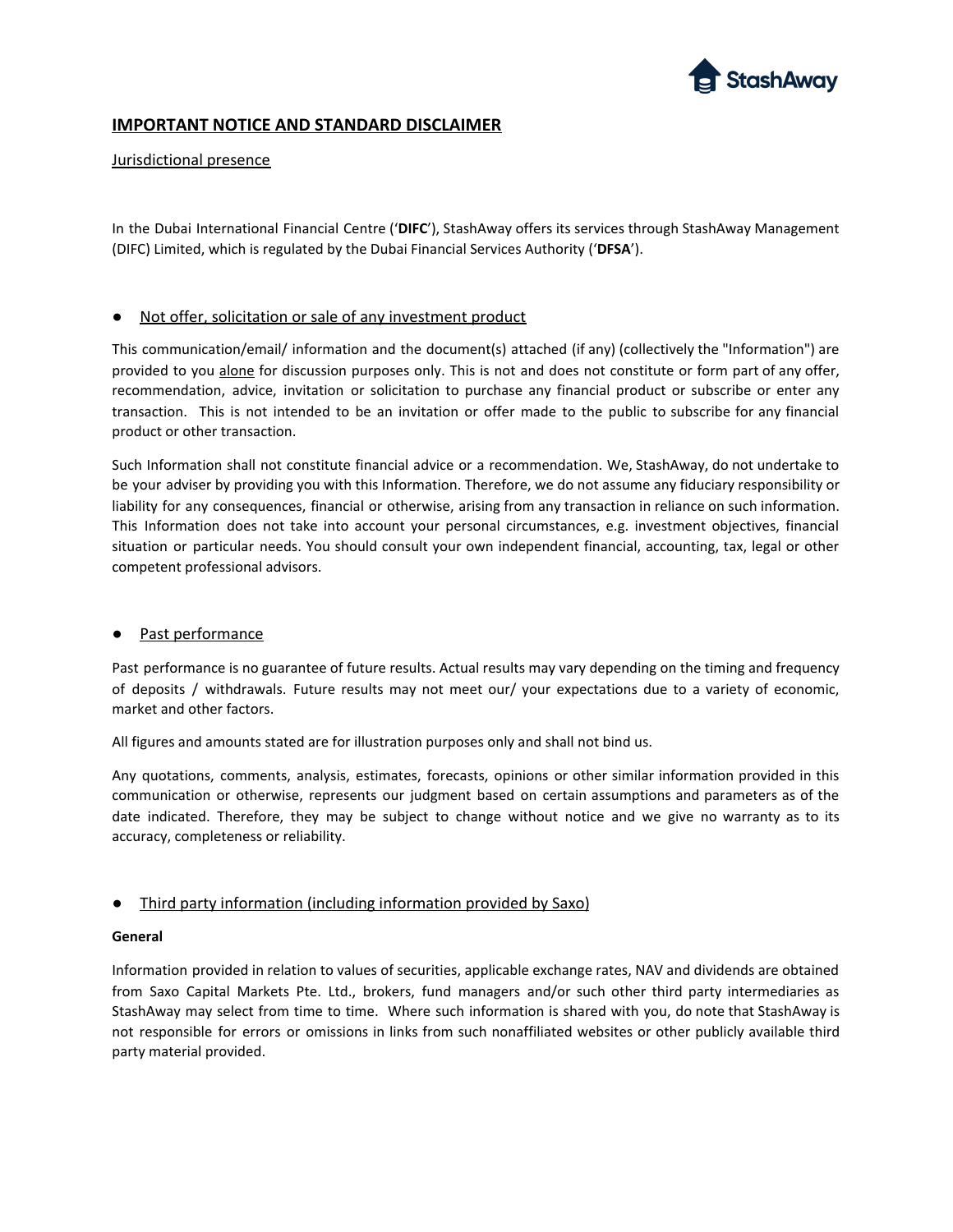# IMPORTANT NOTICE AND STANDARD DISCLAIMER

## Jurisdictional presence

In the Dubai International Financial Centre ('**DIFC**'), StashAway offers its services through StashAway Management (DIFC) Limited, which is regulated by the Dubai Financial Services Authority ('**DFSA**').

## Not offer, solicitation or sale of any investment product

This communication/email/ information and the document(s) attached (if any) (collectively the "Information") are provided to you alone for discussion purposes only. This is not and does not constitute or form part of any offer, recommendation, advice, invitation or solicitation to purchase any financial product or subscribe or enter any transaction. This is not intended to be an invitation or offer made to the public to subscribe for any financial product or other transaction.

Such Information shall not constitute financial advice or a recommendation. We, StashAway, do not undertake to be your adviser by providing you with this Information. Therefore, we do not assume any fiduciary responsibility or liability for any consequences, financial or otherwise, arising from any transaction in reliance on such information. This Information does not take into account your personal circumstances, e.g. investment objectives, financial situation or particular needs. You should consult your own independent financial, accounting, tax, legal or other competent professional advisors.

## Past performance

Past performance is no guarantee of future results. Actual results may vary depending on the timing and frequency of deposits / withdrawals. Future results may not meet our/ your expectations due to a variety of economic, market and other factors.

All figures and amounts stated are for illustration purposes only and shall not bind us.

Any quotations, comments, analysis, estimates, forecasts, opinions or other similar information provided in this communication or otherwise, represents our judgment based on certain assumptions and parameters as of the date indicated. Therefore, they may be subject to change without notice and we give no warranty as to its accuracy, completeness or reliability.

## Third party information (including information provided by Saxo)

**General**

Information provided in relation to values of securities, applicable exchange rates, NAV and dividends are obtained from Saxo Capital Markets Pte. Ltd., brokers, fund managers and/or such other third party intermediaries as StashAway may select from time to time. Where such information is shared with you, do note that StashAway is not responsible for errors or omissions in links from such nonaffiliated websites or other publicly available third party material provided.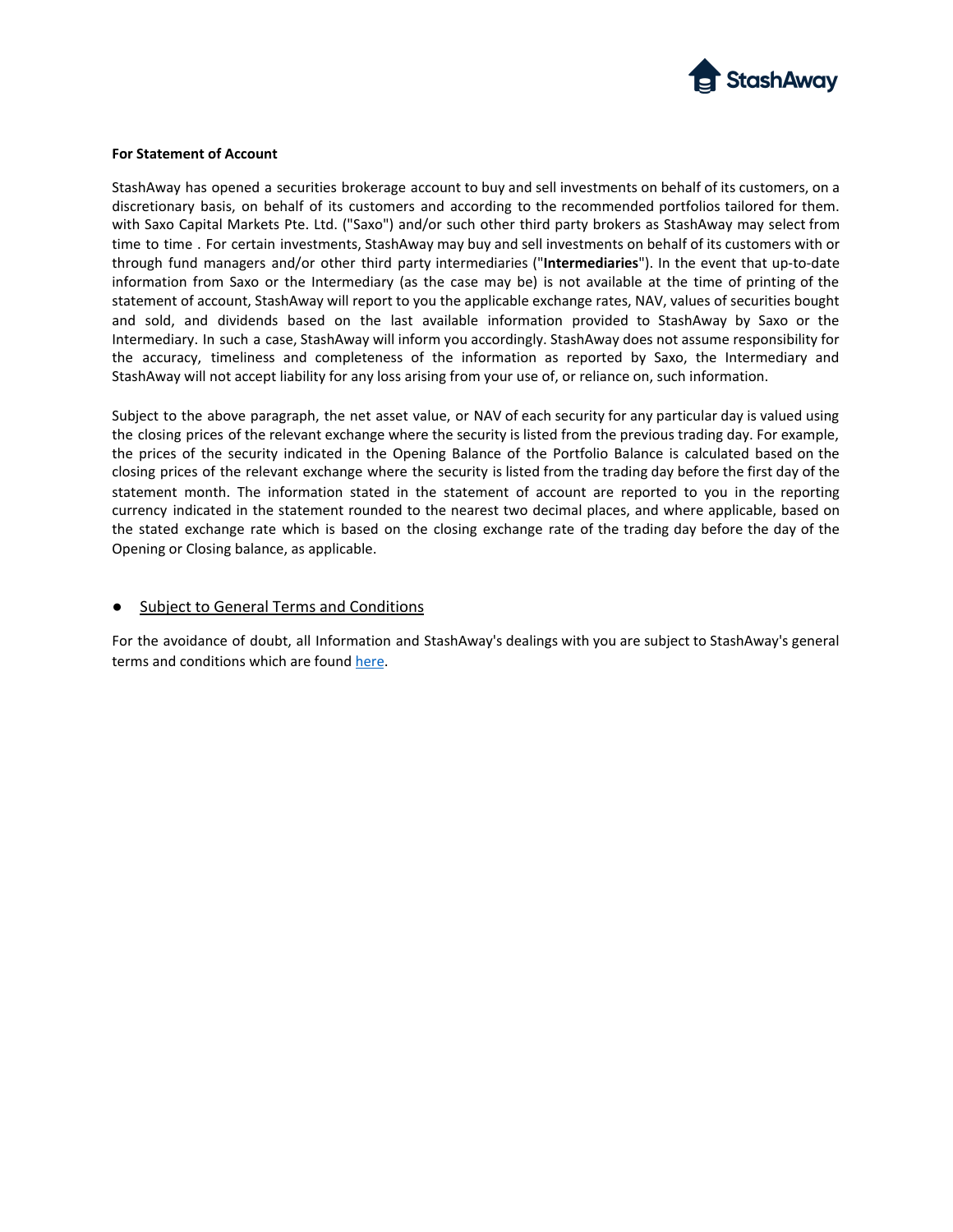**For Statement of Account**

StashAway has opened a securities brokerage account to buy and sell investments on behalf of its customers, on a discretionary basis, on behalf of its customers and according to the recommended portfolios tailored for them. with Saxo Capital Markets Pte. Ltd. ("Saxo") and/or such other third party brokers as StashAway may select from time to time . For certain investments, StashAway may buy and sell investments on behalf of its customers with or through fund managers and/or other third party intermediaries ("**Intermediaries**"). In the event that up-to-date information from Saxo or the Intermediary (as the case may be) is not available at the time of printing of the statement of account, StashAway will report to you the applicable exchange rates, NAV, values of securities bought and sold, and dividends based on the last available information provided to StashAway by Saxo or the Intermediary. In such a case, StashAway will inform you accordingly. StashAway does not assume responsibility for the accuracy, timeliness and completeness of the information as reported by Saxo, the Intermediary and StashAway will not accept liability for any loss arising from your use of, or reliance on, such information.

Subject to the above paragraph, the net asset value, or NAV of each security for any particular day is valued using the closing prices of the relevant exchange where the security is listed from the previous trading day. For example, the prices of the security indicated in the Opening Balance of the Portfolio Balance is calculated based on the closing prices of the relevant exchange where the security is listed from the trading day before the first day of the statement month. The information stated in the statement of account are reported to you in the reporting currency indicated in the statement rounded to the nearest two decimal places, and where applicable, based on the stated exchange rate which is based on the closing exchange rate of the trading day before the day of the Opening or Closing balance, as applicable.

- Subject to General Terms and Conditions

For the avoidance of doubt, all Information and StashAway's dealings with you are subject to StashAway's general terms and conditions which are found here.